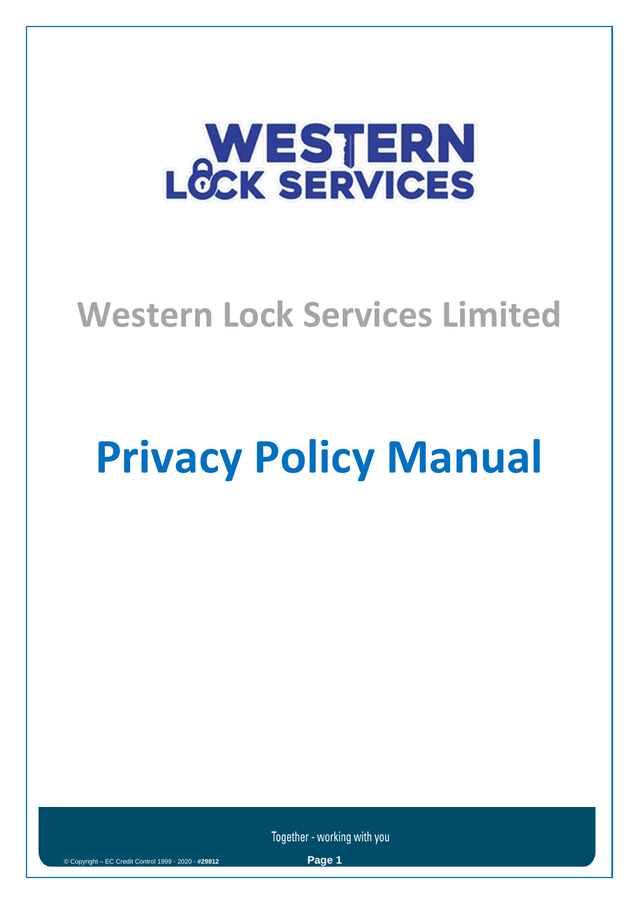# Western Lock Services Limited

# Privacy Policy Manual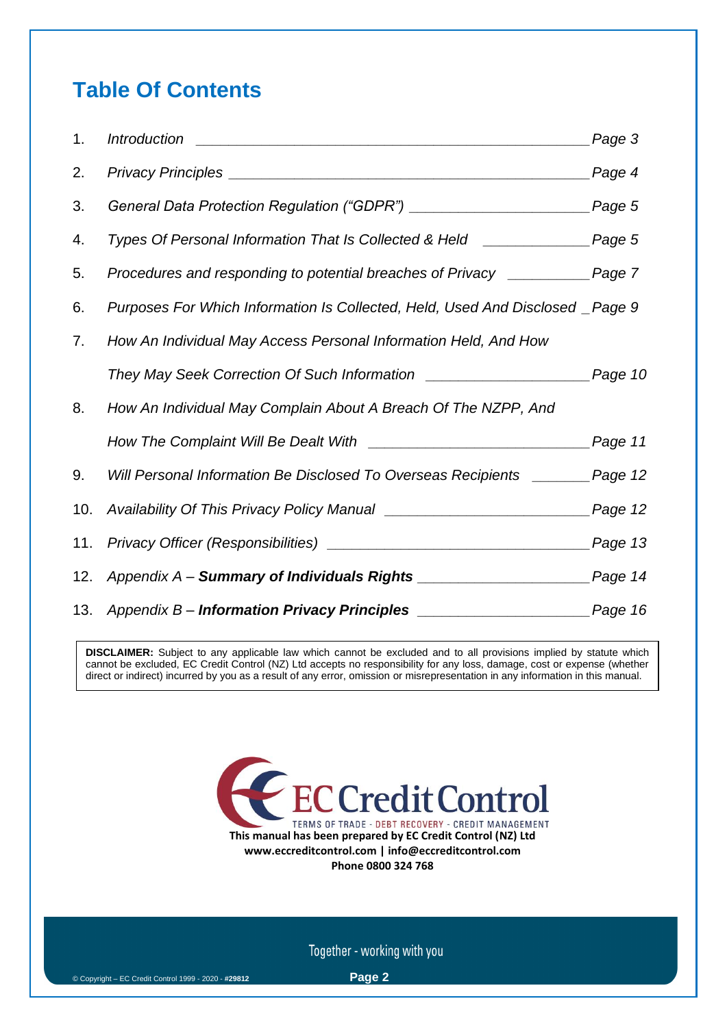# Table Of Contents

| | | |
|---|---|---|
| 1. | *Introduction* | *Page 3* |
| 2. | *Privacy Principles* | *Page 4* |
| 3. | *General Data Protection Regulation ("GDPR")* | *Page 5* |
| 4. | *Types Of Personal Information That Is Collected & Held* | *Page 5* |
| 5. | *Procedures and responding to potential breaches of Privacy* | *Page 7* |
| 6. | *Purposes For Which Information Is Collected, Held, Used And Disclosed* | *Page 9* |
| 7. | *How An Individual May Access Personal Information Held, And How They May Seek Correction Of Such Information* | *Page 10* |
| 8. | *How An Individual May Complain About A Breach Of The NZPP, And How The Complaint Will Be Dealt With* | *Page 11* |
| 9. | *Will Personal Information Be Disclosed To Overseas Recipients* | *Page 12* |
| 10. | *Availability Of This Privacy Policy Manual* | *Page 12* |
| 11. | *Privacy Officer (Responsibilities)* | *Page 13* |
| 12. | *Appendix A –* ***Summary of Individuals Rights*** | *Page 14* |
| 13. | *Appendix B –* ***Information Privacy Principles*** | *Page 16* |

**DISCLAIMER:** Subject to any applicable law which cannot be excluded and to all provisions implied by statute which cannot be excluded, EC Credit Control (NZ) Ltd accepts no responsibility for any loss, damage, cost or expense (whether direct or indirect) incurred by you as a result of any error, omission or misrepresentation in any information in this manual.

EC Credit Control
TERMS OF TRADE - DEBT RECOVERY - CREDIT MANAGEMENT

**This manual has been prepared by EC Credit Control (NZ) Ltd**
**www.eccreditcontrol.com | info@eccreditcontrol.com**
**Phone 0800 324 768**

Together - working with you

© Copyright – EC Credit Control 1999 - 2020 - **#29812**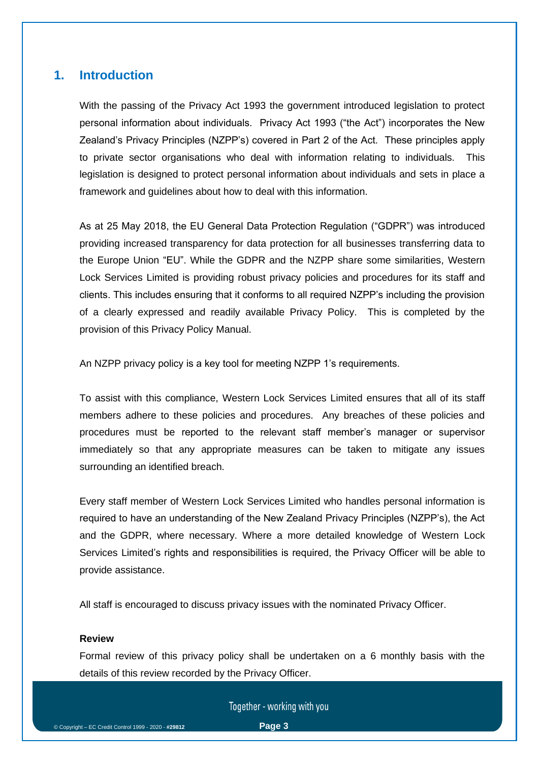## 1. Introduction

With the passing of the Privacy Act 1993 the government introduced legislation to protect personal information about individuals. Privacy Act 1993 ("the Act") incorporates the New Zealand's Privacy Principles (NZPP's) covered in Part 2 of the Act. These principles apply to private sector organisations who deal with information relating to individuals. This legislation is designed to protect personal information about individuals and sets in place a framework and guidelines about how to deal with this information.

As at 25 May 2018, the EU General Data Protection Regulation ("GDPR") was introduced providing increased transparency for data protection for all businesses transferring data to the Europe Union "EU". While the GDPR and the NZPP share some similarities, Western Lock Services Limited is providing robust privacy policies and procedures for its staff and clients. This includes ensuring that it conforms to all required NZPP's including the provision of a clearly expressed and readily available Privacy Policy. This is completed by the provision of this Privacy Policy Manual.

An NZPP privacy policy is a key tool for meeting NZPP 1's requirements.

To assist with this compliance, Western Lock Services Limited ensures that all of its staff members adhere to these policies and procedures. Any breaches of these policies and procedures must be reported to the relevant staff member's manager or supervisor immediately so that any appropriate measures can be taken to mitigate any issues surrounding an identified breach.

Every staff member of Western Lock Services Limited who handles personal information is required to have an understanding of the New Zealand Privacy Principles (NZPP's), the Act and the GDPR, where necessary. Where a more detailed knowledge of Western Lock Services Limited's rights and responsibilities is required, the Privacy Officer will be able to provide assistance.

All staff is encouraged to discuss privacy issues with the nominated Privacy Officer.

**Review**

Formal review of this privacy policy shall be undertaken on a 6 monthly basis with the details of this review recorded by the Privacy Officer.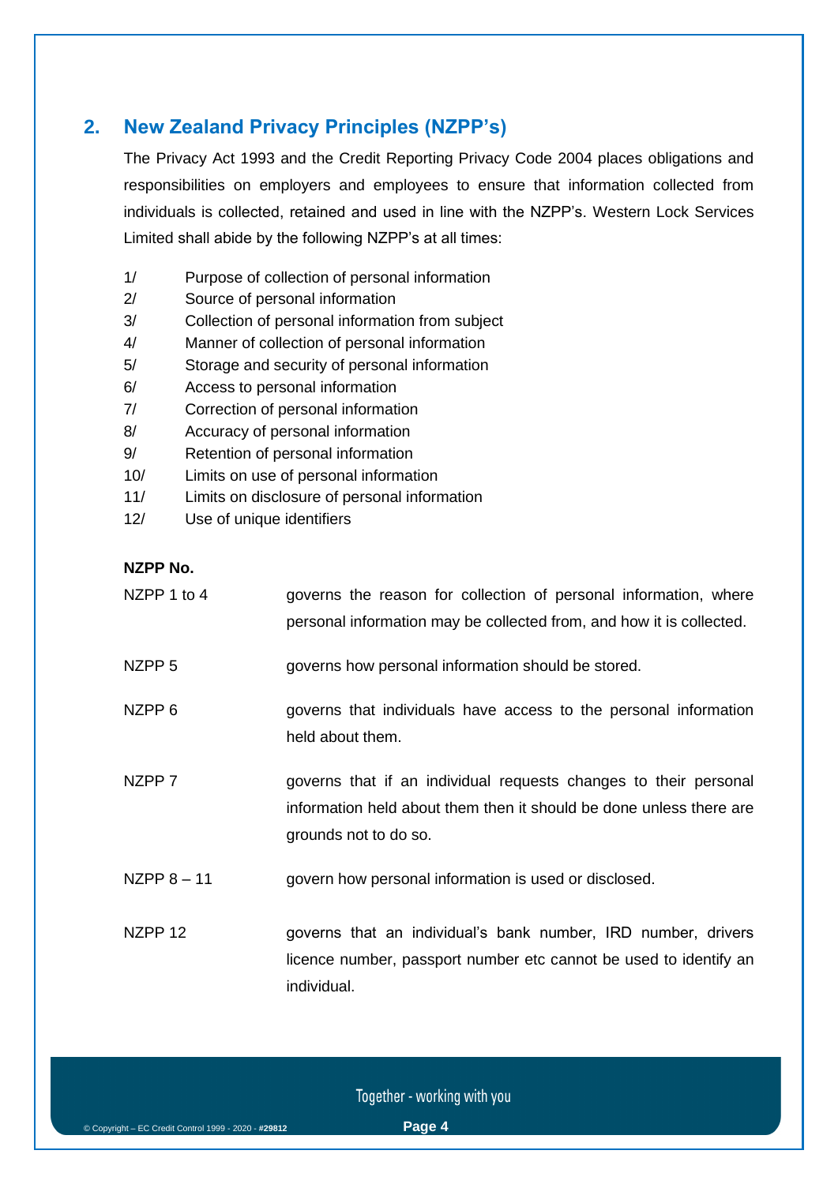## 2. New Zealand Privacy Principles (NZPP's)

The Privacy Act 1993 and the Credit Reporting Privacy Code 2004 places obligations and responsibilities on employers and employees to ensure that information collected from individuals is collected, retained and used in line with the NZPP's. Western Lock Services Limited shall abide by the following NZPP's at all times:

1/ Purpose of collection of personal information
2/ Source of personal information
3/ Collection of personal information from subject
4/ Manner of collection of personal information
5/ Storage and security of personal information
6/ Access to personal information
7/ Correction of personal information
8/ Accuracy of personal information
9/ Retention of personal information
10/ Limits on use of personal information
11/ Limits on disclosure of personal information
12/ Use of unique identifiers

| **NZPP No.** | |
|---|---|
| NZPP 1 to 4 | governs the reason for collection of personal information, where personal information may be collected from, and how it is collected. |
| NZPP 5 | governs how personal information should be stored. |
| NZPP 6 | governs that individuals have access to the personal information held about them. |
| NZPP 7 | governs that if an individual requests changes to their personal information held about them then it should be done unless there are grounds not to do so. |
| NZPP 8 – 11 | govern how personal information is used or disclosed. |
| NZPP 12 | governs that an individual's bank number, IRD number, drivers licence number, passport number etc cannot be used to identify an individual. |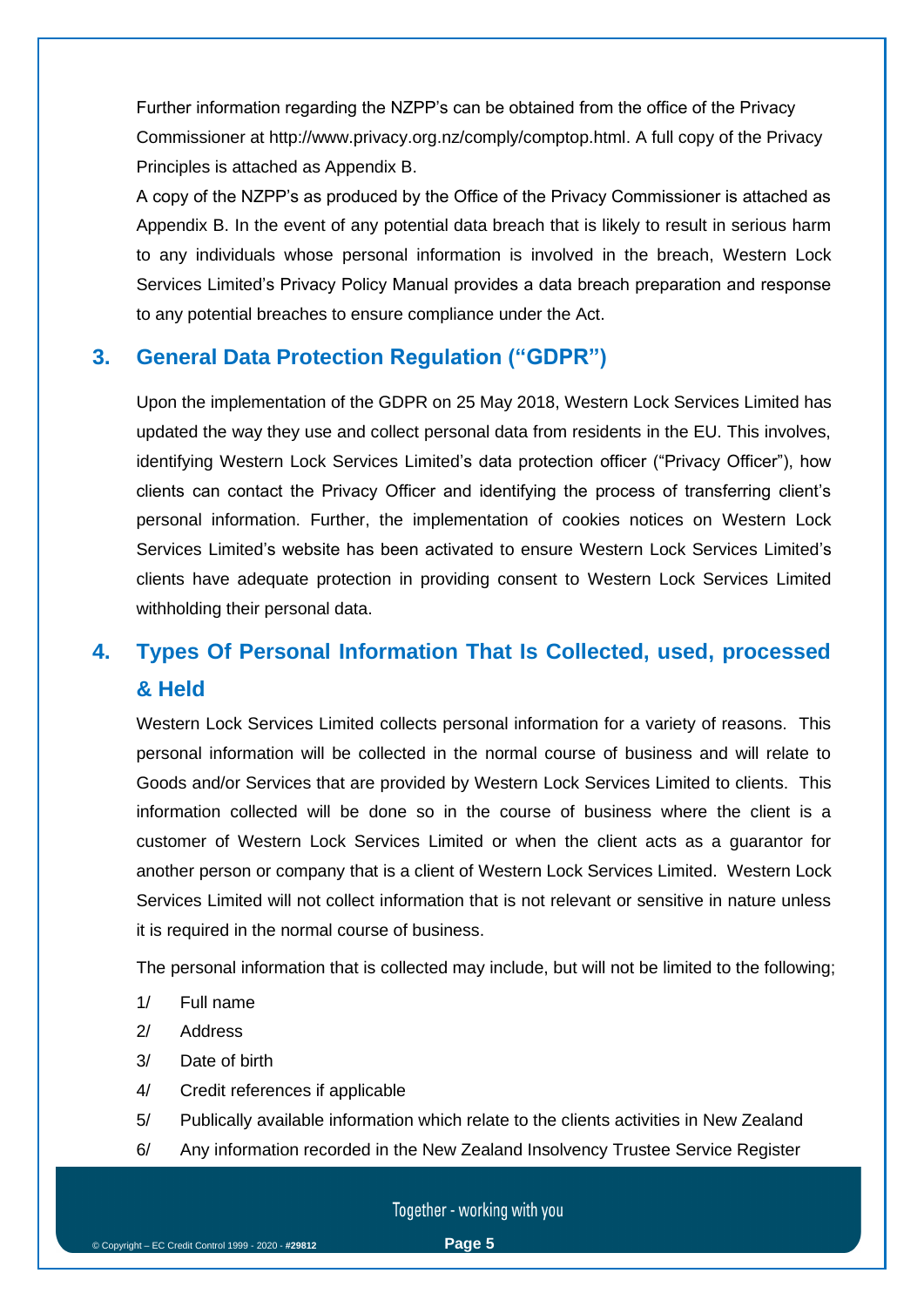Further information regarding the NZPP's can be obtained from the office of the Privacy Commissioner at http://www.privacy.org.nz/comply/comptop.html. A full copy of the Privacy Principles is attached as Appendix B.

A copy of the NZPP's as produced by the Office of the Privacy Commissioner is attached as Appendix B. In the event of any potential data breach that is likely to result in serious harm to any individuals whose personal information is involved in the breach, Western Lock Services Limited's Privacy Policy Manual provides a data breach preparation and response to any potential breaches to ensure compliance under the Act.

## 3. General Data Protection Regulation ("GDPR")

Upon the implementation of the GDPR on 25 May 2018, Western Lock Services Limited has updated the way they use and collect personal data from residents in the EU. This involves, identifying Western Lock Services Limited's data protection officer ("Privacy Officer"), how clients can contact the Privacy Officer and identifying the process of transferring client's personal information. Further, the implementation of cookies notices on Western Lock Services Limited's website has been activated to ensure Western Lock Services Limited's clients have adequate protection in providing consent to Western Lock Services Limited withholding their personal data.

## 4. Types Of Personal Information That Is Collected, used, processed & Held

Western Lock Services Limited collects personal information for a variety of reasons. This personal information will be collected in the normal course of business and will relate to Goods and/or Services that are provided by Western Lock Services Limited to clients. This information collected will be done so in the course of business where the client is a customer of Western Lock Services Limited or when the client acts as a guarantor for another person or company that is a client of Western Lock Services Limited. Western Lock Services Limited will not collect information that is not relevant or sensitive in nature unless it is required in the normal course of business.

The personal information that is collected may include, but will not be limited to the following;

1/ Full name

2/ Address

3/ Date of birth

4/ Credit references if applicable

5/ Publically available information which relate to the clients activities in New Zealand

6/ Any information recorded in the New Zealand Insolvency Trustee Service Register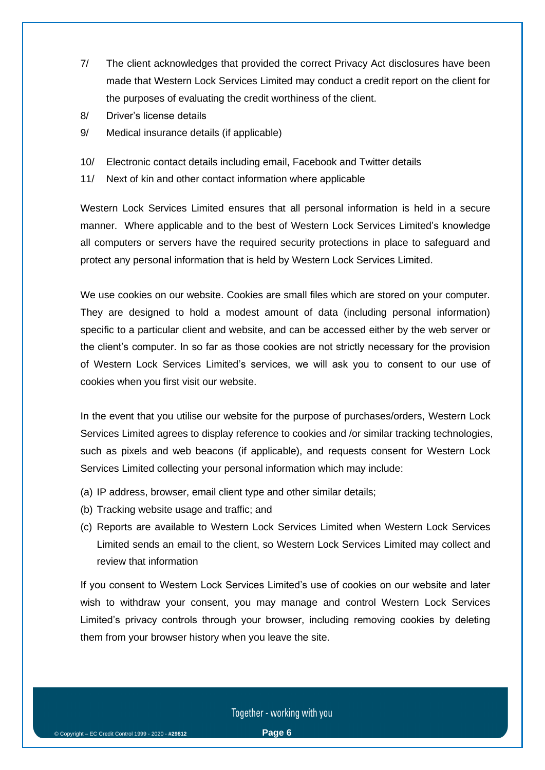7/ The client acknowledges that provided the correct Privacy Act disclosures have been made that Western Lock Services Limited may conduct a credit report on the client for the purposes of evaluating the credit worthiness of the client.

8/ Driver's license details

9/ Medical insurance details (if applicable)

10/ Electronic contact details including email, Facebook and Twitter details

11/ Next of kin and other contact information where applicable

Western Lock Services Limited ensures that all personal information is held in a secure manner. Where applicable and to the best of Western Lock Services Limited's knowledge all computers or servers have the required security protections in place to safeguard and protect any personal information that is held by Western Lock Services Limited.

We use cookies on our website. Cookies are small files which are stored on your computer. They are designed to hold a modest amount of data (including personal information) specific to a particular client and website, and can be accessed either by the web server or the client's computer. In so far as those cookies are not strictly necessary for the provision of Western Lock Services Limited's services, we will ask you to consent to our use of cookies when you first visit our website.

In the event that you utilise our website for the purpose of purchases/orders, Western Lock Services Limited agrees to display reference to cookies and /or similar tracking technologies, such as pixels and web beacons (if applicable), and requests consent for Western Lock Services Limited collecting your personal information which may include:

(a) IP address, browser, email client type and other similar details;

(b) Tracking website usage and traffic; and

(c) Reports are available to Western Lock Services Limited when Western Lock Services Limited sends an email to the client, so Western Lock Services Limited may collect and review that information

If you consent to Western Lock Services Limited's use of cookies on our website and later wish to withdraw your consent, you may manage and control Western Lock Services Limited's privacy controls through your browser, including removing cookies by deleting them from your browser history when you leave the site.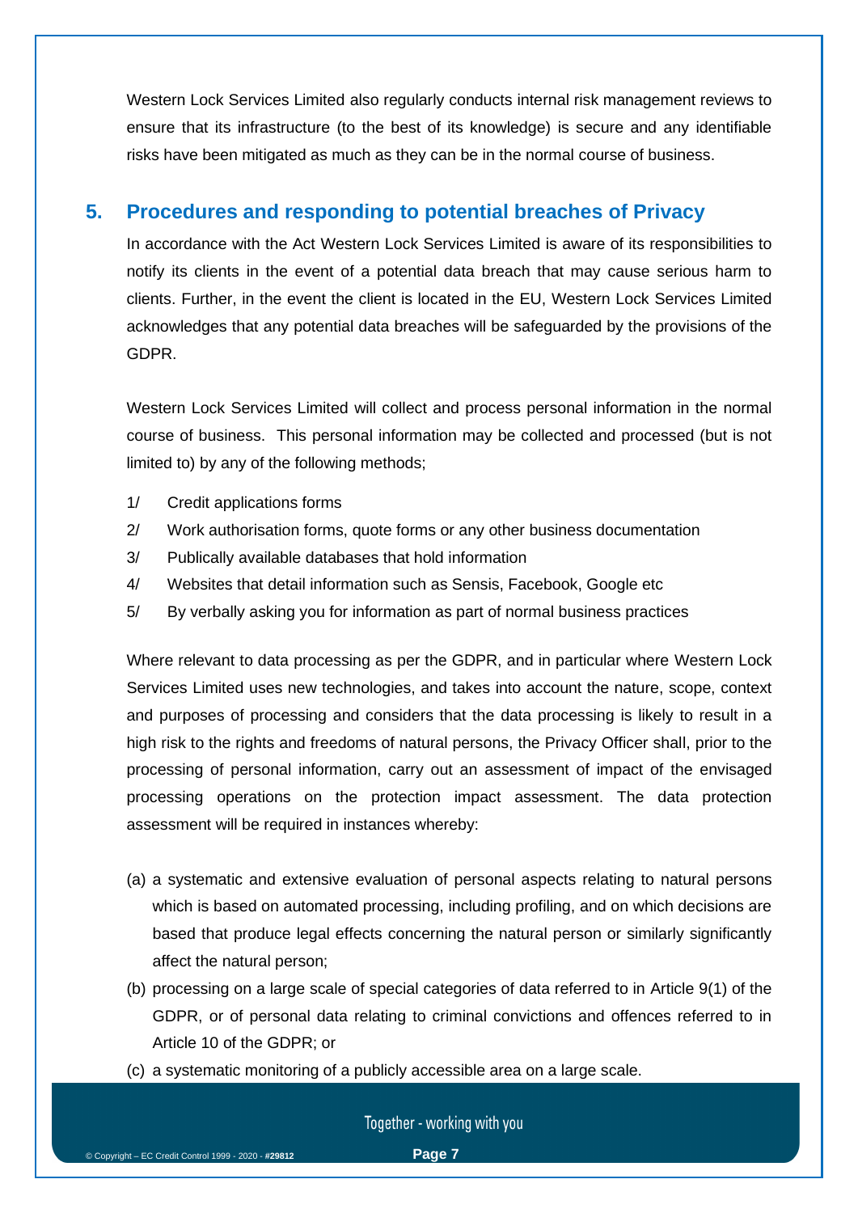Western Lock Services Limited also regularly conducts internal risk management reviews to ensure that its infrastructure (to the best of its knowledge) is secure and any identifiable risks have been mitigated as much as they can be in the normal course of business.

## 5. Procedures and responding to potential breaches of Privacy

In accordance with the Act Western Lock Services Limited is aware of its responsibilities to notify its clients in the event of a potential data breach that may cause serious harm to clients. Further, in the event the client is located in the EU, Western Lock Services Limited acknowledges that any potential data breaches will be safeguarded by the provisions of the GDPR.

Western Lock Services Limited will collect and process personal information in the normal course of business. This personal information may be collected and processed (but is not limited to) by any of the following methods;

1/ Credit applications forms

2/ Work authorisation forms, quote forms or any other business documentation

3/ Publically available databases that hold information

4/ Websites that detail information such as Sensis, Facebook, Google etc

5/ By verbally asking you for information as part of normal business practices

Where relevant to data processing as per the GDPR, and in particular where Western Lock Services Limited uses new technologies, and takes into account the nature, scope, context and purposes of processing and considers that the data processing is likely to result in a high risk to the rights and freedoms of natural persons, the Privacy Officer shall, prior to the processing of personal information, carry out an assessment of impact of the envisaged processing operations on the protection impact assessment. The data protection assessment will be required in instances whereby:

(a) a systematic and extensive evaluation of personal aspects relating to natural persons which is based on automated processing, including profiling, and on which decisions are based that produce legal effects concerning the natural person or similarly significantly affect the natural person;

(b) processing on a large scale of special categories of data referred to in Article 9(1) of the GDPR, or of personal data relating to criminal convictions and offences referred to in Article 10 of the GDPR; or

(c) a systematic monitoring of a publicly accessible area on a large scale.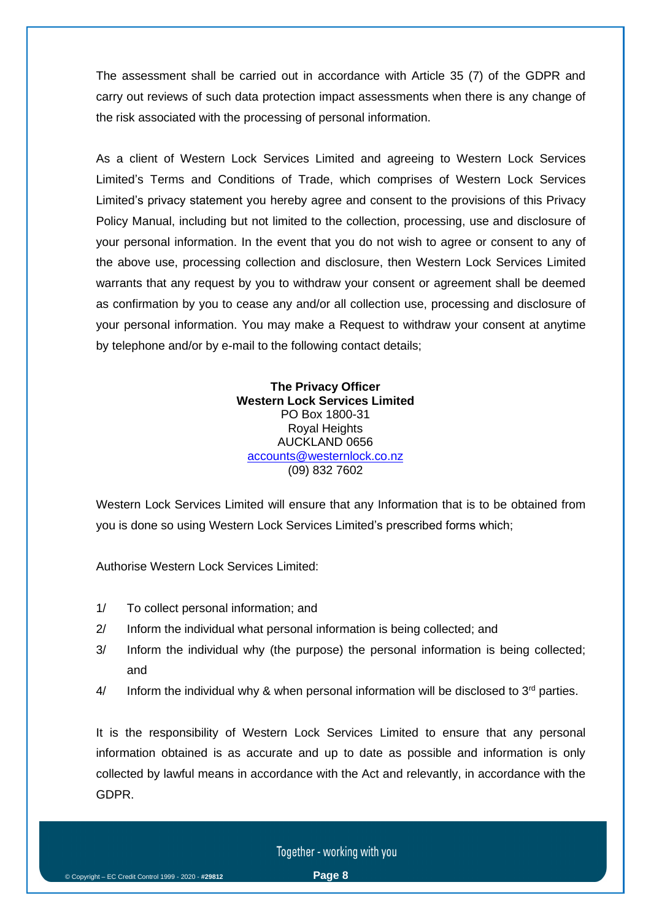The assessment shall be carried out in accordance with Article 35 (7) of the GDPR and carry out reviews of such data protection impact assessments when there is any change of the risk associated with the processing of personal information.

As a client of Western Lock Services Limited and agreeing to Western Lock Services Limited's Terms and Conditions of Trade, which comprises of Western Lock Services Limited's privacy statement you hereby agree and consent to the provisions of this Privacy Policy Manual, including but not limited to the collection, processing, use and disclosure of your personal information. In the event that you do not wish to agree or consent to any of the above use, processing collection and disclosure, then Western Lock Services Limited warrants that any request by you to withdraw your consent or agreement shall be deemed as confirmation by you to cease any and/or all collection use, processing and disclosure of your personal information. You may make a Request to withdraw your consent at anytime by telephone and/or by e-mail to the following contact details;

**The Privacy Officer**
**Western Lock Services Limited**
PO Box 1800-31
Royal Heights
AUCKLAND 0656
accounts@westernlock.co.nz
(09) 832 7602

Western Lock Services Limited will ensure that any Information that is to be obtained from you is done so using Western Lock Services Limited's prescribed forms which;

Authorise Western Lock Services Limited:

1/ To collect personal information; and
2/ Inform the individual what personal information is being collected; and
3/ Inform the individual why (the purpose) the personal information is being collected; and
4/ Inform the individual why & when personal information will be disclosed to 3rd parties.

It is the responsibility of Western Lock Services Limited to ensure that any personal information obtained is as accurate and up to date as possible and information is only collected by lawful means in accordance with the Act and relevantly, in accordance with the GDPR.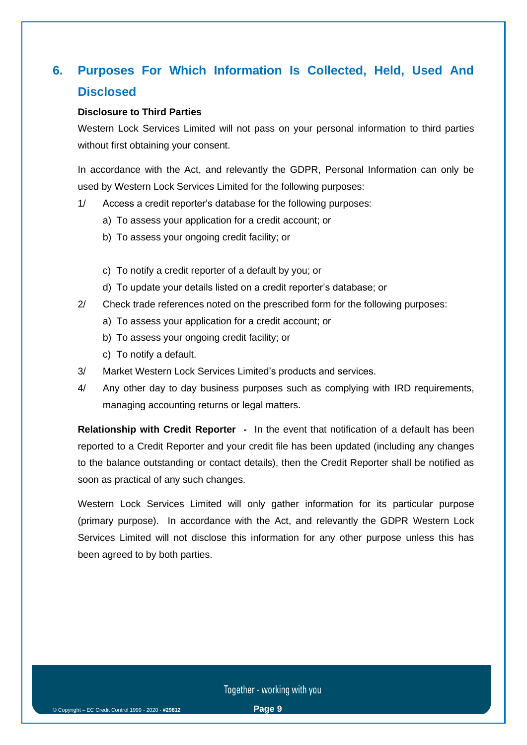## 6. Purposes For Which Information Is Collected, Held, Used And Disclosed

**Disclosure to Third Parties**

Western Lock Services Limited will not pass on your personal information to third parties without first obtaining your consent.

In accordance with the Act, and relevantly the GDPR, Personal Information can only be used by Western Lock Services Limited for the following purposes:

1/ Access a credit reporter's database for the following purposes:
   - a) To assess your application for a credit account; or
   - b) To assess your ongoing credit facility; or
   - c) To notify a credit reporter of a default by you; or
   - d) To update your details listed on a credit reporter's database; or

2/ Check trade references noted on the prescribed form for the following purposes:
   - a) To assess your application for a credit account; or
   - b) To assess your ongoing credit facility; or
   - c) To notify a default.

3/ Market Western Lock Services Limited's products and services.

4/ Any other day to day business purposes such as complying with IRD requirements, managing accounting returns or legal matters.

**Relationship with Credit Reporter -** In the event that notification of a default has been reported to a Credit Reporter and your credit file has been updated (including any changes to the balance outstanding or contact details), then the Credit Reporter shall be notified as soon as practical of any such changes.

Western Lock Services Limited will only gather information for its particular purpose (primary purpose). In accordance with the Act, and relevantly the GDPR Western Lock Services Limited will not disclose this information for any other purpose unless this has been agreed to by both parties.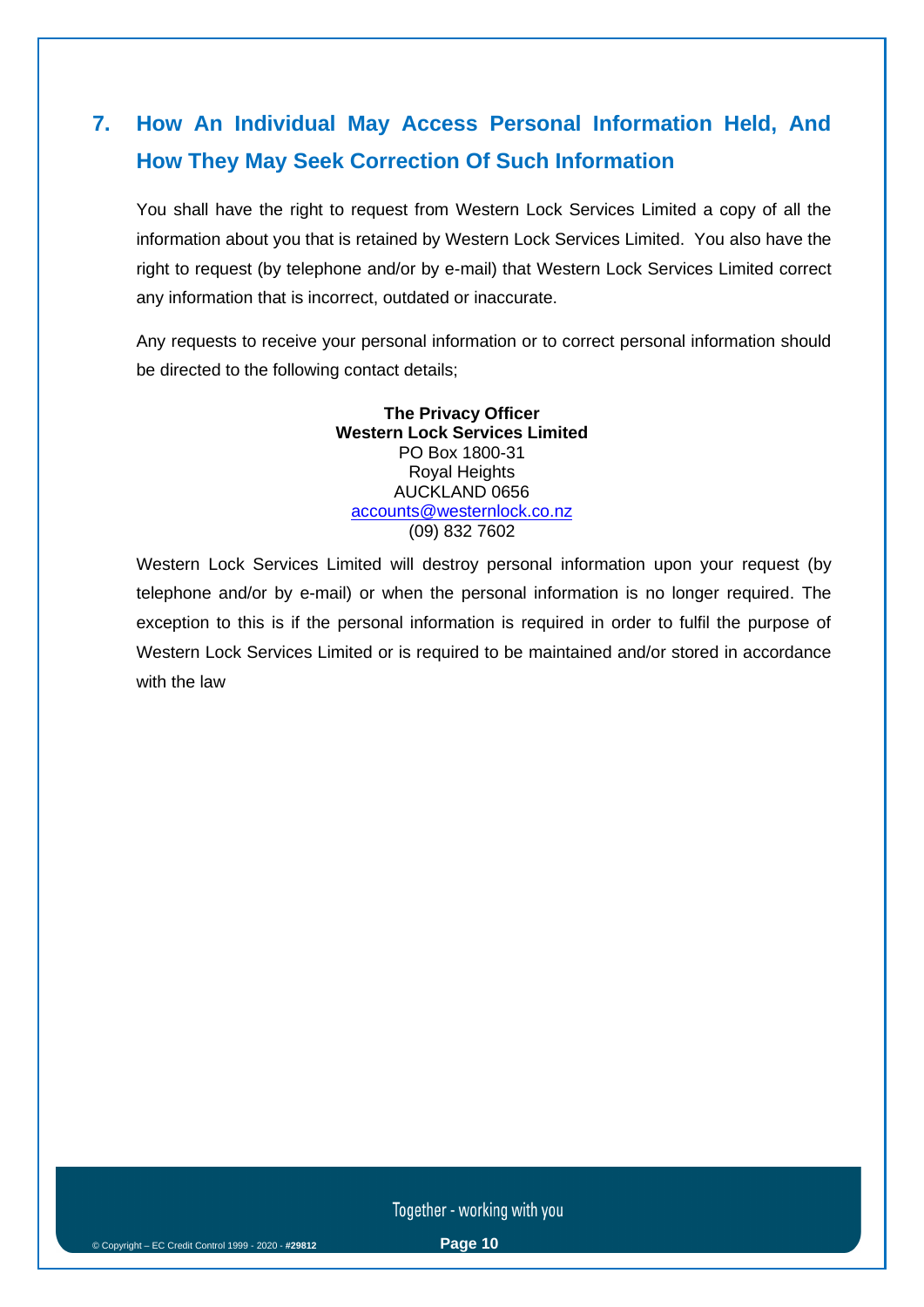## 7. How An Individual May Access Personal Information Held, And How They May Seek Correction Of Such Information

You shall have the right to request from Western Lock Services Limited a copy of all the information about you that is retained by Western Lock Services Limited. You also have the right to request (by telephone and/or by e-mail) that Western Lock Services Limited correct any information that is incorrect, outdated or inaccurate.

Any requests to receive your personal information or to correct personal information should be directed to the following contact details;

**The Privacy Officer**
**Western Lock Services Limited**
PO Box 1800-31
Royal Heights
AUCKLAND 0656
accounts@westernlock.co.nz
(09) 832 7602

Western Lock Services Limited will destroy personal information upon your request (by telephone and/or by e-mail) or when the personal information is no longer required. The exception to this is if the personal information is required in order to fulfil the purpose of Western Lock Services Limited or is required to be maintained and/or stored in accordance with the law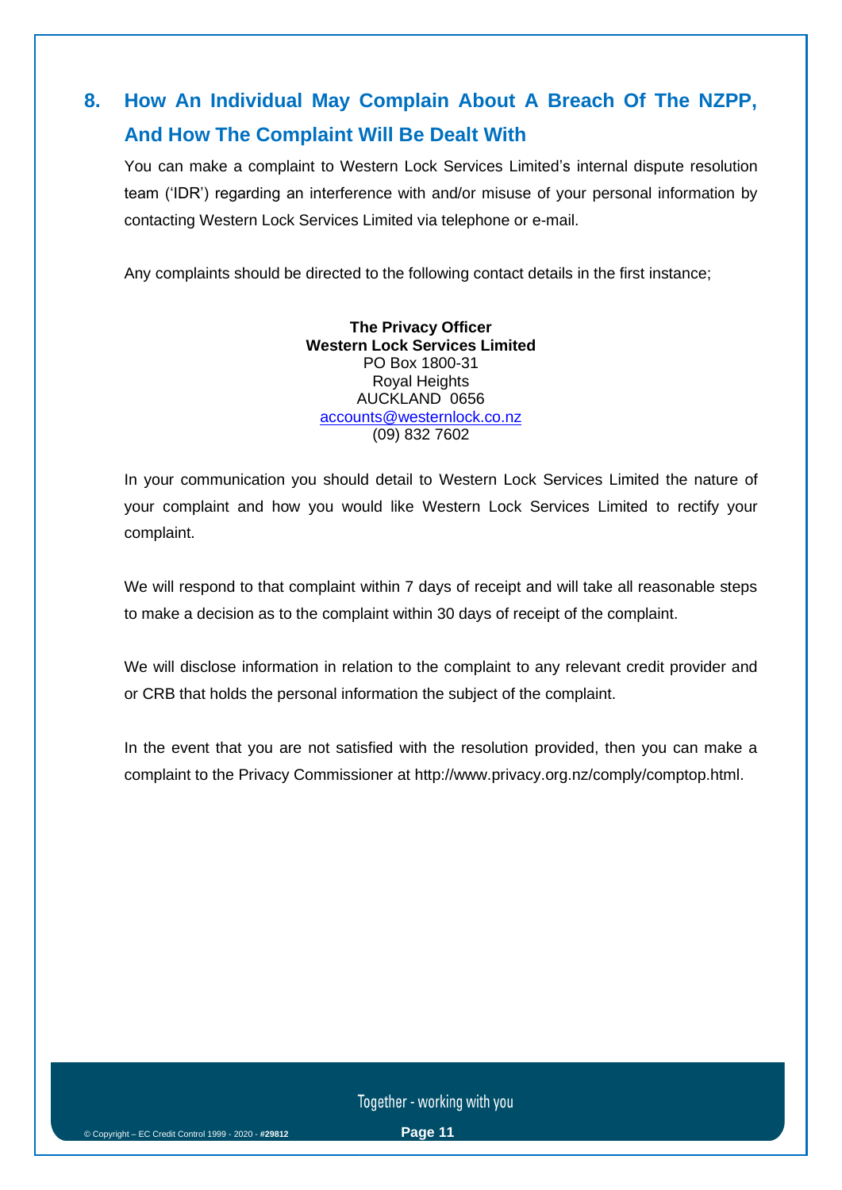## 8. How An Individual May Complain About A Breach Of The NZPP, And How The Complaint Will Be Dealt With

You can make a complaint to Western Lock Services Limited's internal dispute resolution team ('IDR') regarding an interference with and/or misuse of your personal information by contacting Western Lock Services Limited via telephone or e-mail.

Any complaints should be directed to the following contact details in the first instance;

**The Privacy Officer**
**Western Lock Services Limited**
PO Box 1800-31
Royal Heights
AUCKLAND 0656
accounts@westernlock.co.nz
(09) 832 7602

In your communication you should detail to Western Lock Services Limited the nature of your complaint and how you would like Western Lock Services Limited to rectify your complaint.

We will respond to that complaint within 7 days of receipt and will take all reasonable steps to make a decision as to the complaint within 30 days of receipt of the complaint.

We will disclose information in relation to the complaint to any relevant credit provider and or CRB that holds the personal information the subject of the complaint.

In the event that you are not satisfied with the resolution provided, then you can make a complaint to the Privacy Commissioner at http://www.privacy.org.nz/comply/comptop.html.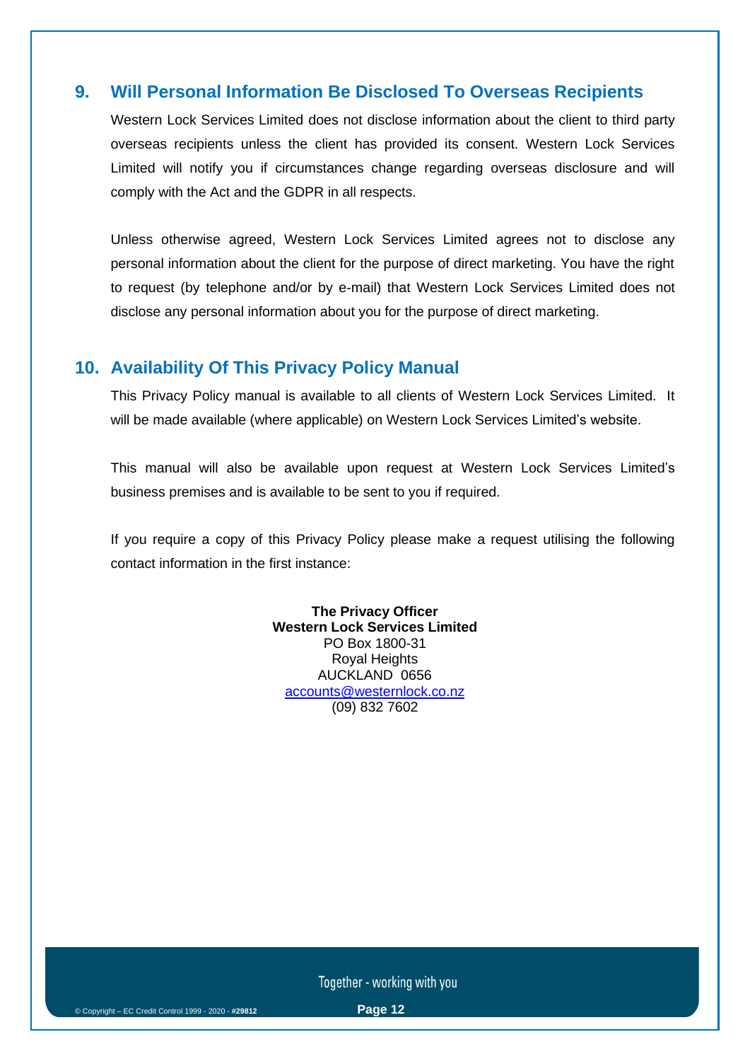## 9. Will Personal Information Be Disclosed To Overseas Recipients

Western Lock Services Limited does not disclose information about the client to third party overseas recipients unless the client has provided its consent. Western Lock Services Limited will notify you if circumstances change regarding overseas disclosure and will comply with the Act and the GDPR in all respects.

Unless otherwise agreed, Western Lock Services Limited agrees not to disclose any personal information about the client for the purpose of direct marketing. You have the right to request (by telephone and/or by e-mail) that Western Lock Services Limited does not disclose any personal information about you for the purpose of direct marketing.

## 10. Availability Of This Privacy Policy Manual

This Privacy Policy manual is available to all clients of Western Lock Services Limited. It will be made available (where applicable) on Western Lock Services Limited's website.

This manual will also be available upon request at Western Lock Services Limited's business premises and is available to be sent to you if required.

If you require a copy of this Privacy Policy please make a request utilising the following contact information in the first instance:

**The Privacy Officer**
**Western Lock Services Limited**
PO Box 1800-31
Royal Heights
AUCKLAND 0656
accounts@westernlock.co.nz
(09) 832 7602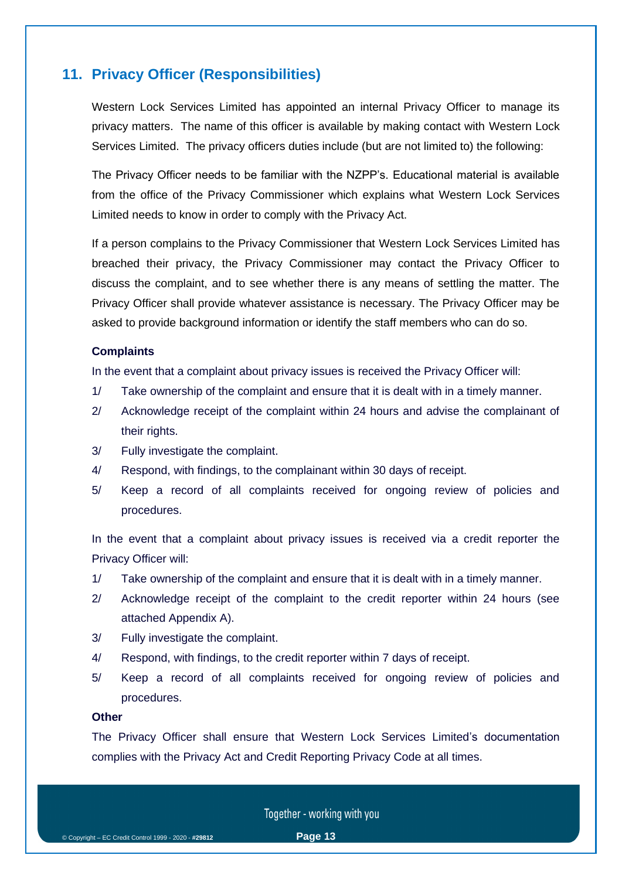## 11. Privacy Officer (Responsibilities)

Western Lock Services Limited has appointed an internal Privacy Officer to manage its privacy matters. The name of this officer is available by making contact with Western Lock Services Limited. The privacy officers duties include (but are not limited to) the following:

The Privacy Officer needs to be familiar with the NZPP's. Educational material is available from the office of the Privacy Commissioner which explains what Western Lock Services Limited needs to know in order to comply with the Privacy Act.

If a person complains to the Privacy Commissioner that Western Lock Services Limited has breached their privacy, the Privacy Commissioner may contact the Privacy Officer to discuss the complaint, and to see whether there is any means of settling the matter. The Privacy Officer shall provide whatever assistance is necessary. The Privacy Officer may be asked to provide background information or identify the staff members who can do so.

**Complaints**

In the event that a complaint about privacy issues is received the Privacy Officer will:

1/ Take ownership of the complaint and ensure that it is dealt with in a timely manner.

2/ Acknowledge receipt of the complaint within 24 hours and advise the complainant of their rights.

3/ Fully investigate the complaint.

4/ Respond, with findings, to the complainant within 30 days of receipt.

5/ Keep a record of all complaints received for ongoing review of policies and procedures.

In the event that a complaint about privacy issues is received via a credit reporter the Privacy Officer will:

1/ Take ownership of the complaint and ensure that it is dealt with in a timely manner.

2/ Acknowledge receipt of the complaint to the credit reporter within 24 hours (see attached Appendix A).

3/ Fully investigate the complaint.

4/ Respond, with findings, to the credit reporter within 7 days of receipt.

5/ Keep a record of all complaints received for ongoing review of policies and procedures.

**Other**

The Privacy Officer shall ensure that Western Lock Services Limited's documentation complies with the Privacy Act and Credit Reporting Privacy Code at all times.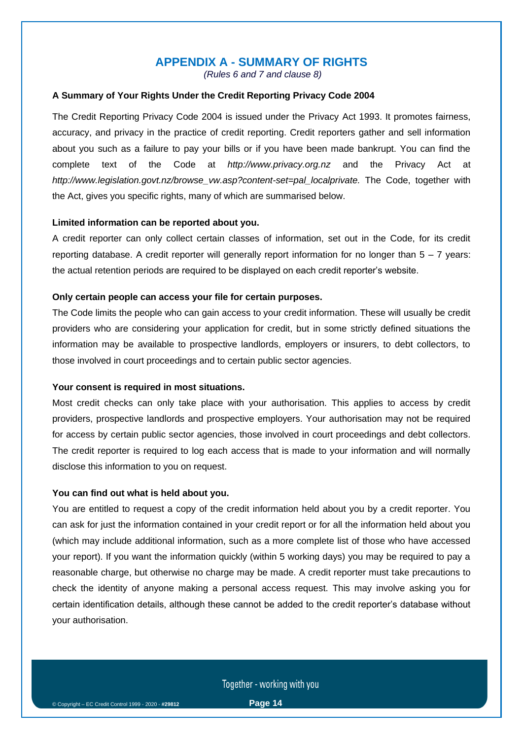# APPENDIX A - SUMMARY OF RIGHTS

*(Rules 6 and 7 and clause 8)*

**A Summary of Your Rights Under the Credit Reporting Privacy Code 2004**

The Credit Reporting Privacy Code 2004 is issued under the Privacy Act 1993. It promotes fairness, accuracy, and privacy in the practice of credit reporting. Credit reporters gather and sell information about you such as a failure to pay your bills or if you have been made bankrupt. You can find the complete text of the Code at *http://www.privacy.org.nz* and the Privacy Act at *http://www.legislation.govt.nz/browse_vw.asp?content-set=pal_localprivate.* The Code, together with the Act, gives you specific rights, many of which are summarised below.

**Limited information can be reported about you.**

A credit reporter can only collect certain classes of information, set out in the Code, for its credit reporting database. A credit reporter will generally report information for no longer than 5 – 7 years: the actual retention periods are required to be displayed on each credit reporter's website.

**Only certain people can access your file for certain purposes.**

The Code limits the people who can gain access to your credit information. These will usually be credit providers who are considering your application for credit, but in some strictly defined situations the information may be available to prospective landlords, employers or insurers, to debt collectors, to those involved in court proceedings and to certain public sector agencies.

**Your consent is required in most situations.**

Most credit checks can only take place with your authorisation. This applies to access by credit providers, prospective landlords and prospective employers. Your authorisation may not be required for access by certain public sector agencies, those involved in court proceedings and debt collectors. The credit reporter is required to log each access that is made to your information and will normally disclose this information to you on request.

**You can find out what is held about you.**

You are entitled to request a copy of the credit information held about you by a credit reporter. You can ask for just the information contained in your credit report or for all the information held about you (which may include additional information, such as a more complete list of those who have accessed your report). If you want the information quickly (within 5 working days) you may be required to pay a reasonable charge, but otherwise no charge may be made. A credit reporter must take precautions to check the identity of anyone making a personal access request. This may involve asking you for certain identification details, although these cannot be added to the credit reporter's database without your authorisation.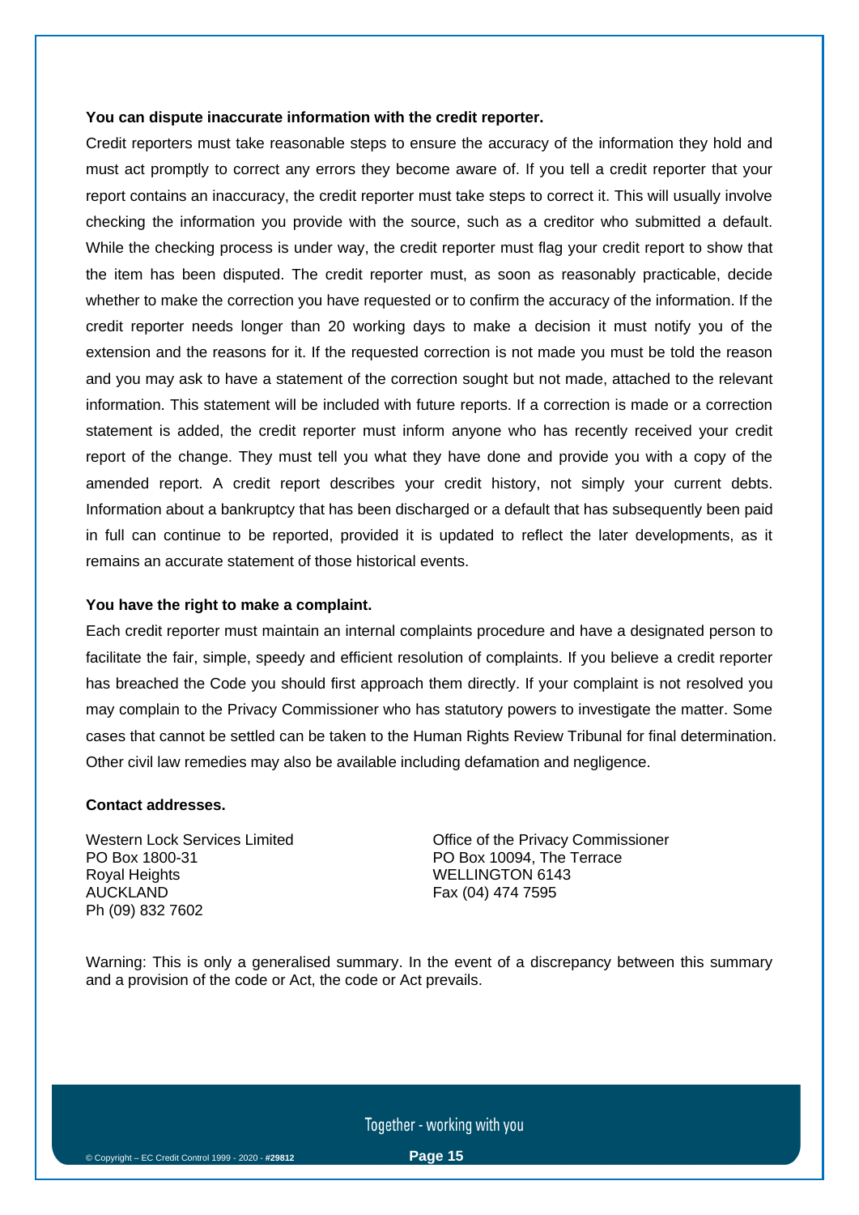**You can dispute inaccurate information with the credit reporter.**

Credit reporters must take reasonable steps to ensure the accuracy of the information they hold and must act promptly to correct any errors they become aware of. If you tell a credit reporter that your report contains an inaccuracy, the credit reporter must take steps to correct it. This will usually involve checking the information you provide with the source, such as a creditor who submitted a default. While the checking process is under way, the credit reporter must flag your credit report to show that the item has been disputed. The credit reporter must, as soon as reasonably practicable, decide whether to make the correction you have requested or to confirm the accuracy of the information. If the credit reporter needs longer than 20 working days to make a decision it must notify you of the extension and the reasons for it. If the requested correction is not made you must be told the reason and you may ask to have a statement of the correction sought but not made, attached to the relevant information. This statement will be included with future reports. If a correction is made or a correction statement is added, the credit reporter must inform anyone who has recently received your credit report of the change. They must tell you what they have done and provide you with a copy of the amended report. A credit report describes your credit history, not simply your current debts. Information about a bankruptcy that has been discharged or a default that has subsequently been paid in full can continue to be reported, provided it is updated to reflect the later developments, as it remains an accurate statement of those historical events.

**You have the right to make a complaint.**

Each credit reporter must maintain an internal complaints procedure and have a designated person to facilitate the fair, simple, speedy and efficient resolution of complaints. If you believe a credit reporter has breached the Code you should first approach them directly. If your complaint is not resolved you may complain to the Privacy Commissioner who has statutory powers to investigate the matter. Some cases that cannot be settled can be taken to the Human Rights Review Tribunal for final determination. Other civil law remedies may also be available including defamation and negligence.

**Contact addresses.**

Western Lock Services Limited
PO Box 1800-31
Royal Heights
AUCKLAND
Ph (09) 832 7602

Office of the Privacy Commissioner
PO Box 10094, The Terrace
WELLINGTON 6143
Fax (04) 474 7595

Warning: This is only a generalised summary. In the event of a discrepancy between this summary and a provision of the code or Act, the code or Act prevails.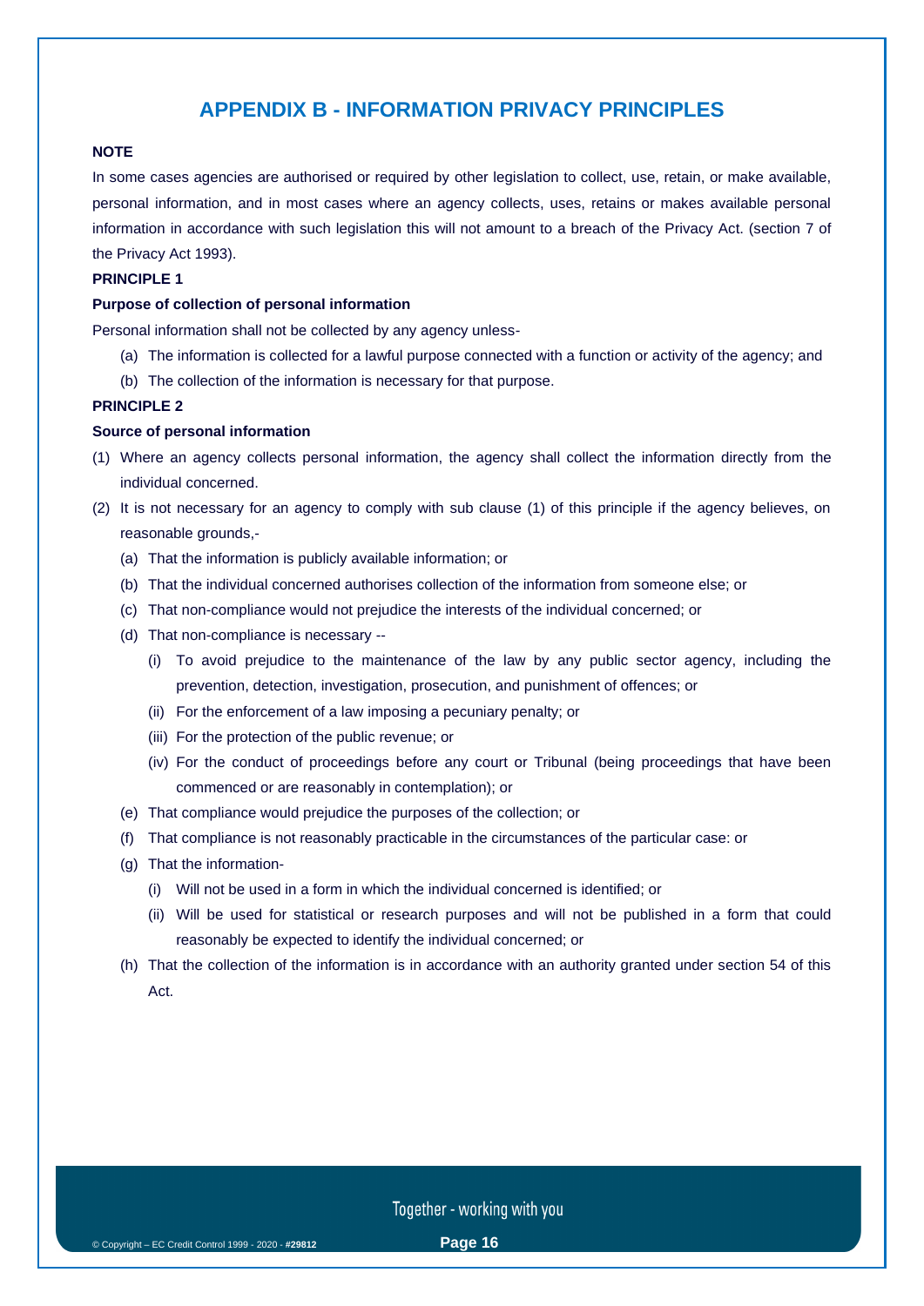## APPENDIX B - INFORMATION PRIVACY PRINCIPLES

**NOTE**

In some cases agencies are authorised or required by other legislation to collect, use, retain, or make available, personal information, and in most cases where an agency collects, uses, retains or makes available personal information in accordance with such legislation this will not amount to a breach of the Privacy Act. (section 7 of the Privacy Act 1993).

**PRINCIPLE 1**

**Purpose of collection of personal information**

Personal information shall not be collected by any agency unless-

- (a) The information is collected for a lawful purpose connected with a function or activity of the agency; and
- (b) The collection of the information is necessary for that purpose.

**PRINCIPLE 2**

**Source of personal information**

(1) Where an agency collects personal information, the agency shall collect the information directly from the individual concerned.

(2) It is not necessary for an agency to comply with sub clause (1) of this principle if the agency believes, on reasonable grounds,-

- (a) That the information is publicly available information; or
- (b) That the individual concerned authorises collection of the information from someone else; or
- (c) That non-compliance would not prejudice the interests of the individual concerned; or
- (d) That non-compliance is necessary --
  - (i) To avoid prejudice to the maintenance of the law by any public sector agency, including the prevention, detection, investigation, prosecution, and punishment of offences; or
  - (ii) For the enforcement of a law imposing a pecuniary penalty; or
  - (iii) For the protection of the public revenue; or
  - (iv) For the conduct of proceedings before any court or Tribunal (being proceedings that have been commenced or are reasonably in contemplation); or
- (e) That compliance would prejudice the purposes of the collection; or
- (f) That compliance is not reasonably practicable in the circumstances of the particular case: or
- (g) That the information-
  - (i) Will not be used in a form in which the individual concerned is identified; or
  - (ii) Will be used for statistical or research purposes and will not be published in a form that could reasonably be expected to identify the individual concerned; or
- (h) That the collection of the information is in accordance with an authority granted under section 54 of this Act.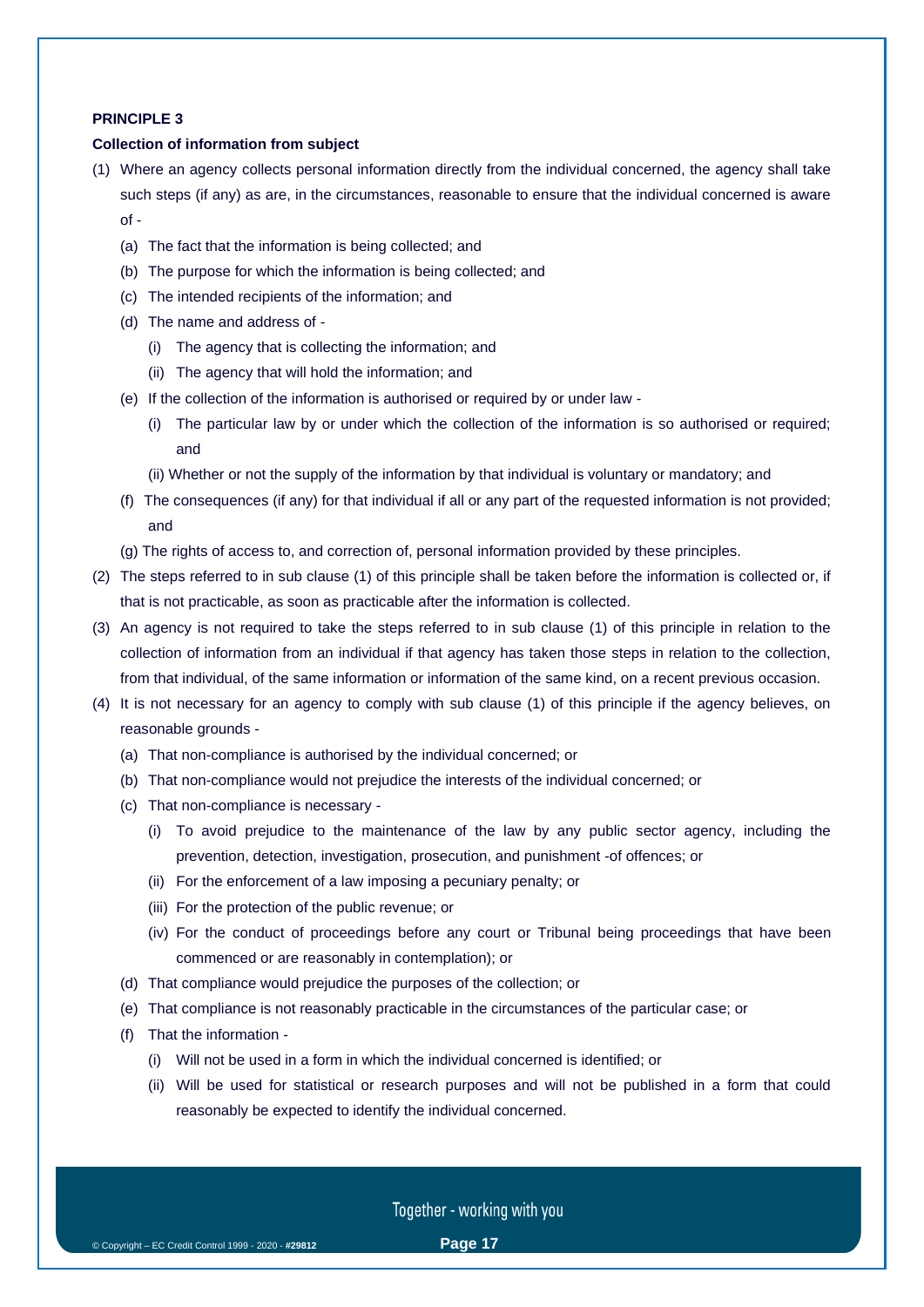**PRINCIPLE 3**

**Collection of information from subject**

(1) Where an agency collects personal information directly from the individual concerned, the agency shall take such steps (if any) as are, in the circumstances, reasonable to ensure that the individual concerned is aware of -

  (a) The fact that the information is being collected; and

  (b) The purpose for which the information is being collected; and

  (c) The intended recipients of the information; and

  (d) The name and address of -

    (i) The agency that is collecting the information; and

    (ii) The agency that will hold the information; and

  (e) If the collection of the information is authorised or required by or under law -

    (i) The particular law by or under which the collection of the information is so authorised or required; and

    (ii) Whether or not the supply of the information by that individual is voluntary or mandatory; and

  (f) The consequences (if any) for that individual if all or any part of the requested information is not provided; and

  (g) The rights of access to, and correction of, personal information provided by these principles.

(2) The steps referred to in sub clause (1) of this principle shall be taken before the information is collected or, if that is not practicable, as soon as practicable after the information is collected.

(3) An agency is not required to take the steps referred to in sub clause (1) of this principle in relation to the collection of information from an individual if that agency has taken those steps in relation to the collection, from that individual, of the same information or information of the same kind, on a recent previous occasion.

(4) It is not necessary for an agency to comply with sub clause (1) of this principle if the agency believes, on reasonable grounds -

  (a) That non-compliance is authorised by the individual concerned; or

  (b) That non-compliance would not prejudice the interests of the individual concerned; or

  (c) That non-compliance is necessary -

    (i) To avoid prejudice to the maintenance of the law by any public sector agency, including the prevention, detection, investigation, prosecution, and punishment -of offences; or

    (ii) For the enforcement of a law imposing a pecuniary penalty; or

    (iii) For the protection of the public revenue; or

    (iv) For the conduct of proceedings before any court or Tribunal being proceedings that have been commenced or are reasonably in contemplation); or

  (d) That compliance would prejudice the purposes of the collection; or

  (e) That compliance is not reasonably practicable in the circumstances of the particular case; or

  (f) That the information -

    (i) Will not be used in a form in which the individual concerned is identified; or

    (ii) Will be used for statistical or research purposes and will not be published in a form that could reasonably be expected to identify the individual concerned.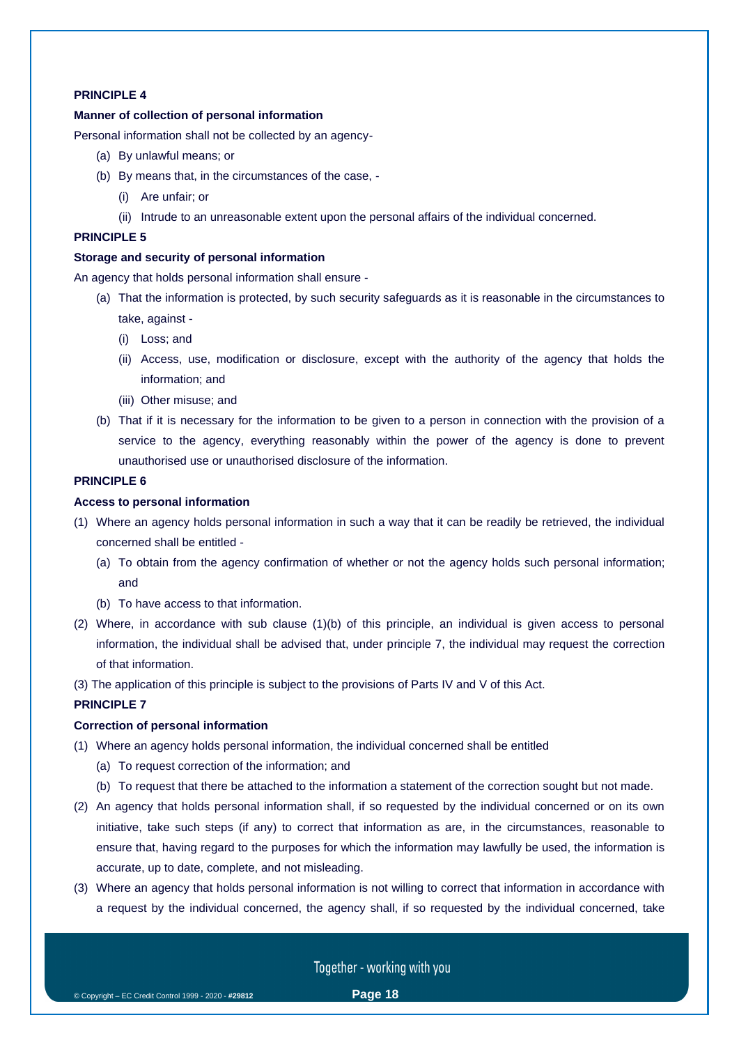**PRINCIPLE 4**

**Manner of collection of personal information**

Personal information shall not be collected by an agency-

- (a) By unlawful means; or
- (b) By means that, in the circumstances of the case, -
  - (i) Are unfair; or
  - (ii) Intrude to an unreasonable extent upon the personal affairs of the individual concerned.

**PRINCIPLE 5**

**Storage and security of personal information**

An agency that holds personal information shall ensure -

- (a) That the information is protected, by such security safeguards as it is reasonable in the circumstances to take, against -
  - (i) Loss; and
  - (ii) Access, use, modification or disclosure, except with the authority of the agency that holds the information; and
  - (iii) Other misuse; and
- (b) That if it is necessary for the information to be given to a person in connection with the provision of a service to the agency, everything reasonably within the power of the agency is done to prevent unauthorised use or unauthorised disclosure of the information.

**PRINCIPLE 6**

**Access to personal information**

(1) Where an agency holds personal information in such a way that it can be readily be retrieved, the individual concerned shall be entitled -

- (a) To obtain from the agency confirmation of whether or not the agency holds such personal information; and
- (b) To have access to that information.

(2) Where, in accordance with sub clause (1)(b) of this principle, an individual is given access to personal information, the individual shall be advised that, under principle 7, the individual may request the correction of that information.

(3) The application of this principle is subject to the provisions of Parts IV and V of this Act.

**PRINCIPLE 7**

**Correction of personal information**

(1) Where an agency holds personal information, the individual concerned shall be entitled

- (a) To request correction of the information; and
- (b) To request that there be attached to the information a statement of the correction sought but not made.

(2) An agency that holds personal information shall, if so requested by the individual concerned or on its own initiative, take such steps (if any) to correct that information as are, in the circumstances, reasonable to ensure that, having regard to the purposes for which the information may lawfully be used, the information is accurate, up to date, complete, and not misleading.

(3) Where an agency that holds personal information is not willing to correct that information in accordance with a request by the individual concerned, the agency shall, if so requested by the individual concerned, take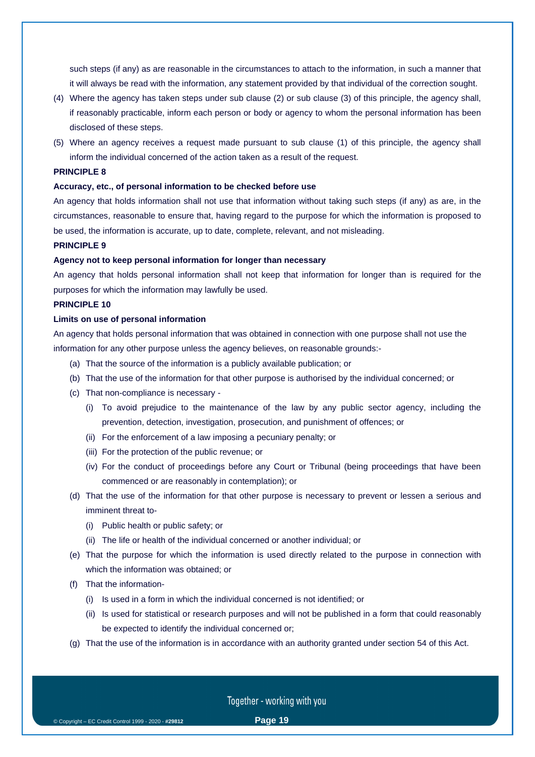such steps (if any) as are reasonable in the circumstances to attach to the information, in such a manner that it will always be read with the information, any statement provided by that individual of the correction sought.

(4) Where the agency has taken steps under sub clause (2) or sub clause (3) of this principle, the agency shall, if reasonably practicable, inform each person or body or agency to whom the personal information has been disclosed of these steps.

(5) Where an agency receives a request made pursuant to sub clause (1) of this principle, the agency shall inform the individual concerned of the action taken as a result of the request.

**PRINCIPLE 8**

**Accuracy, etc., of personal information to be checked before use**

An agency that holds information shall not use that information without taking such steps (if any) as are, in the circumstances, reasonable to ensure that, having regard to the purpose for which the information is proposed to be used, the information is accurate, up to date, complete, relevant, and not misleading.

**PRINCIPLE 9**

**Agency not to keep personal information for longer than necessary**

An agency that holds personal information shall not keep that information for longer than is required for the purposes for which the information may lawfully be used.

**PRINCIPLE 10**

**Limits on use of personal information**

An agency that holds personal information that was obtained in connection with one purpose shall not use the information for any other purpose unless the agency believes, on reasonable grounds:-

- (a) That the source of the information is a publicly available publication; or
- (b) That the use of the information for that other purpose is authorised by the individual concerned; or
- (c) That non-compliance is necessary -
  - (i) To avoid prejudice to the maintenance of the law by any public sector agency, including the prevention, detection, investigation, prosecution, and punishment of offences; or
  - (ii) For the enforcement of a law imposing a pecuniary penalty; or
  - (iii) For the protection of the public revenue; or
  - (iv) For the conduct of proceedings before any Court or Tribunal (being proceedings that have been commenced or are reasonably in contemplation); or
- (d) That the use of the information for that other purpose is necessary to prevent or lessen a serious and imminent threat to-
  - (i) Public health or public safety; or
  - (ii) The life or health of the individual concerned or another individual; or
- (e) That the purpose for which the information is used directly related to the purpose in connection with which the information was obtained; or
- (f) That the information-
  - (i) Is used in a form in which the individual concerned is not identified; or
  - (ii) Is used for statistical or research purposes and will not be published in a form that could reasonably be expected to identify the individual concerned or;
- (g) That the use of the information is in accordance with an authority granted under section 54 of this Act.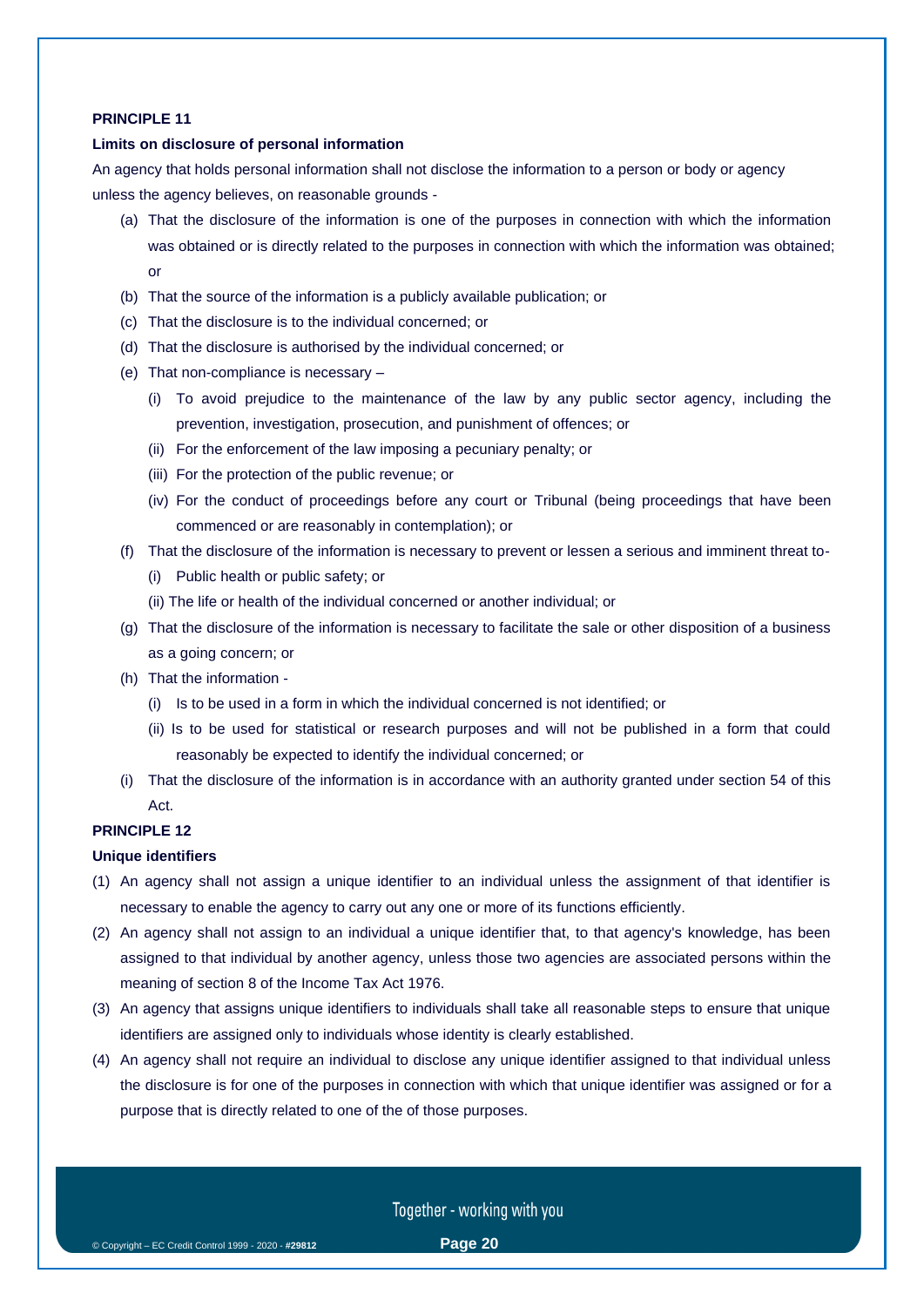**PRINCIPLE 11**

**Limits on disclosure of personal information**

An agency that holds personal information shall not disclose the information to a person or body or agency unless the agency believes, on reasonable grounds -

(a) That the disclosure of the information is one of the purposes in connection with which the information was obtained or is directly related to the purposes in connection with which the information was obtained; or

(b) That the source of the information is a publicly available publication; or

(c) That the disclosure is to the individual concerned; or

(d) That the disclosure is authorised by the individual concerned; or

(e) That non-compliance is necessary –

  (i) To avoid prejudice to the maintenance of the law by any public sector agency, including the prevention, investigation, prosecution, and punishment of offences; or

  (ii) For the enforcement of the law imposing a pecuniary penalty; or

  (iii) For the protection of the public revenue; or

  (iv) For the conduct of proceedings before any court or Tribunal (being proceedings that have been commenced or are reasonably in contemplation); or

(f) That the disclosure of the information is necessary to prevent or lessen a serious and imminent threat to-

  (i) Public health or public safety; or

  (ii) The life or health of the individual concerned or another individual; or

(g) That the disclosure of the information is necessary to facilitate the sale or other disposition of a business as a going concern; or

(h) That the information -

  (i) Is to be used in a form in which the individual concerned is not identified; or

  (ii) Is to be used for statistical or research purposes and will not be published in a form that could reasonably be expected to identify the individual concerned; or

(i) That the disclosure of the information is in accordance with an authority granted under section 54 of this Act.

**PRINCIPLE 12**

**Unique identifiers**

(1) An agency shall not assign a unique identifier to an individual unless the assignment of that identifier is necessary to enable the agency to carry out any one or more of its functions efficiently.

(2) An agency shall not assign to an individual a unique identifier that, to that agency's knowledge, has been assigned to that individual by another agency, unless those two agencies are associated persons within the meaning of section 8 of the Income Tax Act 1976.

(3) An agency that assigns unique identifiers to individuals shall take all reasonable steps to ensure that unique identifiers are assigned only to individuals whose identity is clearly established.

(4) An agency shall not require an individual to disclose any unique identifier assigned to that individual unless the disclosure is for one of the purposes in connection with which that unique identifier was assigned or for a purpose that is directly related to one of the of those purposes.